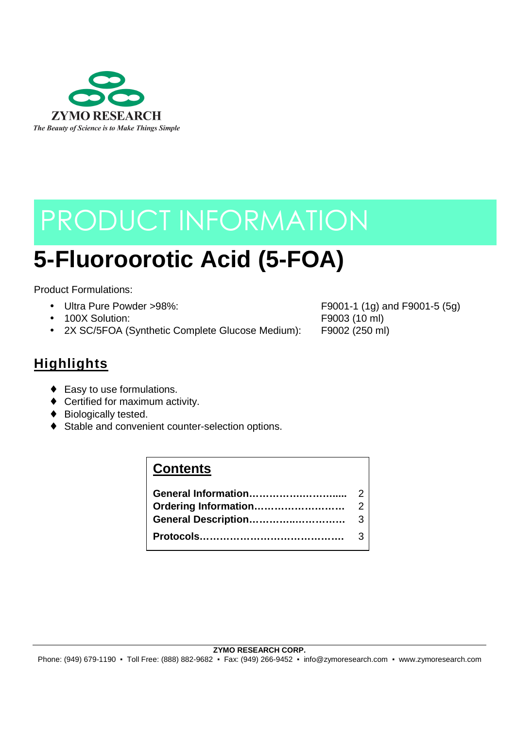ZYMO RESEARCH

*The Beauty of Science is to Make Things Simple*

# PRODUCT INFORMATION

# 5-Fluoroorotic Acid (5-FOA)

Product Formulations:

- Ultra Pure Powder >98%: F9001-1 (1g) and F9001-5 (5g)
- 100X Solution: F9003 (10 ml)
- 2X SC/5FOA (Synthetic Complete Glucose Medium): F9002 (250 ml)

## Highlights

- Easy to use formulations.
- Certified for maximum activity.
- Biologically tested.
- Stable and convenient counter-selection options.

## Contents

| | |
|---|---|
| **General Information…………………………..** | 2 |
| **Ordering Information………………………** | 2 |
| **General Description…………………………** | 3 |
| **Protocols……………………………………** | 3 |

**ZYMO RESEARCH CORP.**

Phone: (949) 679-1190 ▪ Toll Free: (888) 882-9682 ▪ Fax: (949) 266-9452 ▪ info@zymoresearch.com ▪ www.zymoresearch.com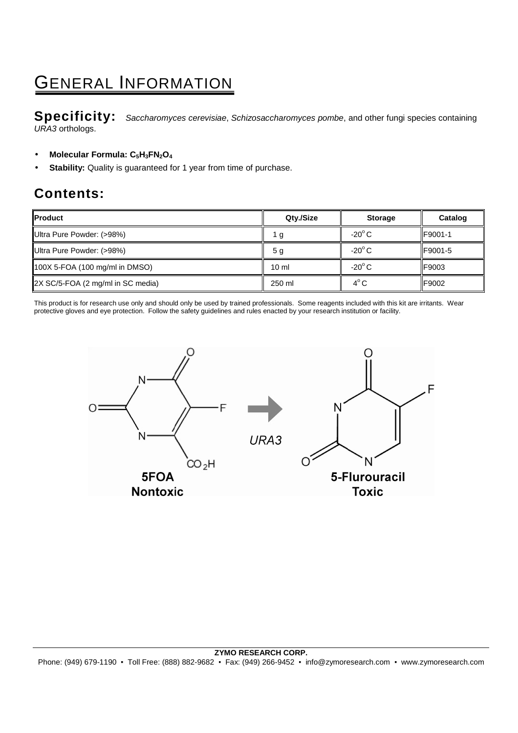# GENERAL INFORMATION

**Specificity:** *Saccharomyces cerevisiae*, *Schizosaccharomyces pombe*, and other fungi species containing *URA3* orthologs.

- **Molecular Formula: $C_5H_3FN_2O_4$**
- **Stability:** Quality is guaranteed for 1 year from time of purchase.

## Contents:

| Product | Qty./Size | Storage | Catalog |
|---|---|---|---|
| Ultra Pure Powder: (>98%) | 1 g | $-20^{o}$ C | F9001-1 |
| Ultra Pure Powder: (>98%) | 5 g | $-20^{o}$ C | F9001-5 |
| 100X 5-FOA (100 mg/ml in DMSO) | 10 ml | $-20^{o}$ C | F9003 |
| 2X SC/5-FOA (2 mg/ml in SC media) | 250 ml | $4^{o}$ C | F9002 |

This product is for research use only and should only be used by trained professionals. Some reagents included with this kit are irritants. Wear protective gloves and eye protection. Follow the safety guidelines and rules enacted by your research institution or facility.

5FOA
Nontoxic

URA3

5-Flurouracil
Toxic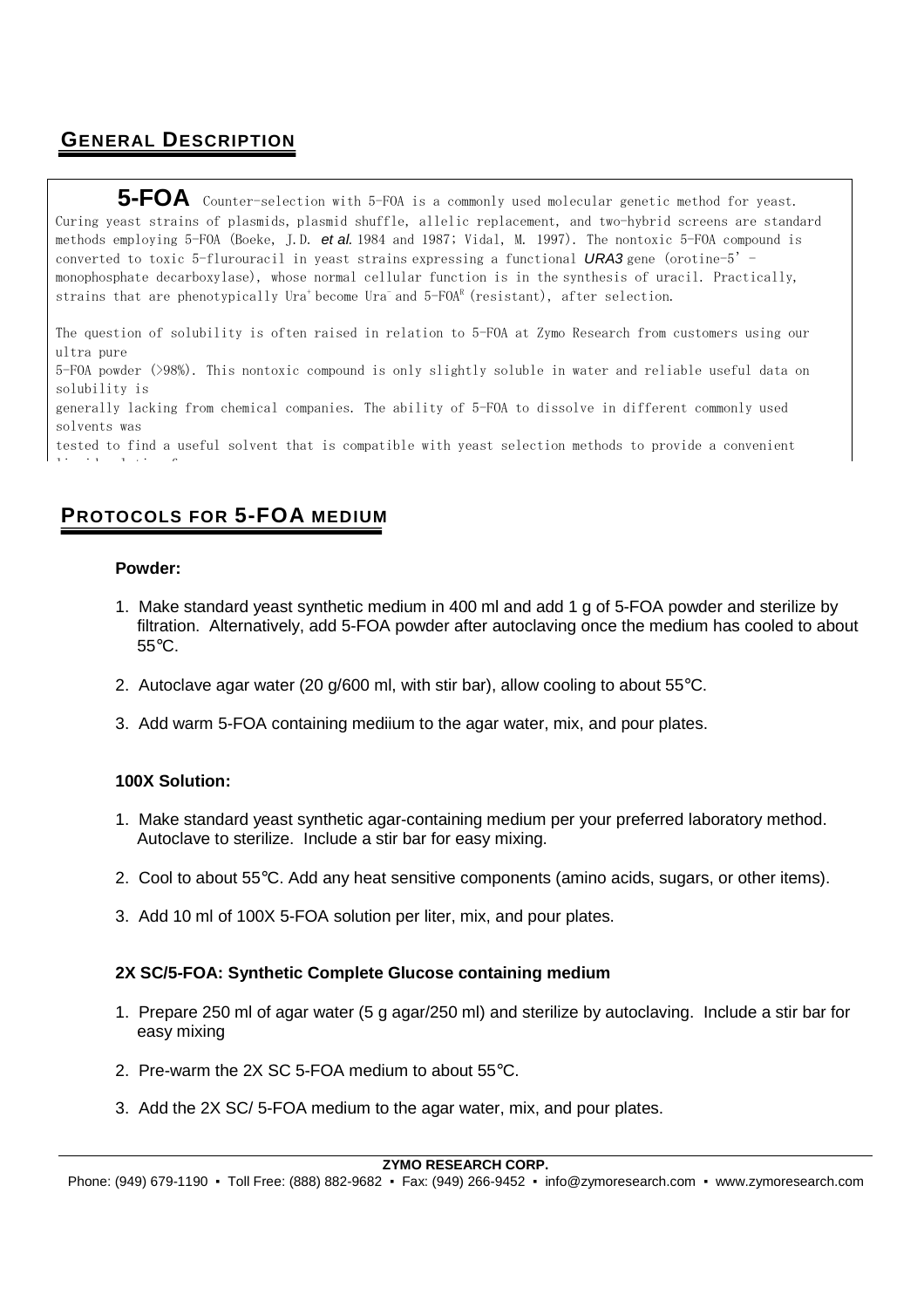## GENERAL DESCRIPTION

**5-FOA** Counter-selection with 5-FOA is a commonly used molecular genetic method for yeast. Curing yeast strains of plasmids, plasmid shuffle, allelic replacement, and two-hybrid screens are standard methods employing 5-FOA (Boeke, J.D. *et al.* 1984 and 1987; Vidal, M. 1997). The nontoxic 5-FOA compound is converted to toxic 5-flurouracil in yeast strains expressing a functional *URA3* gene (orotine-5'-monophosphate decarboxylase), whose normal cellular function is in the synthesis of uracil. Practically, strains that are phenotypically $Ura^{+}$ become $Ura^{-}$ and $5\text{-}FOA^{R}$ (resistant), after selection.

The question of solubility is often raised in relation to 5-FOA at Zymo Research from customers using our ultra pure
5-FOA powder (>98%). This nontoxic compound is only slightly soluble in water and reliable useful data on solubility is
generally lacking from chemical companies. The ability of 5-FOA to dissolve in different commonly used solvents was
tested to find a useful solvent that is compatible with yeast selection methods to provide a convenient
liquid solution f...

## PROTOCOLS FOR 5-FOA MEDIUM

**Powder:**

1. Make standard yeast synthetic medium in 400 ml and add 1 g of 5-FOA powder and sterilize by filtration. Alternatively, add 5-FOA powder after autoclaving once the medium has cooled to about 55°C.
2. Autoclave agar water (20 g/600 ml, with stir bar), allow cooling to about 55°C.
3. Add warm 5-FOA containing mediium to the agar water, mix, and pour plates.

**100X Solution:**

1. Make standard yeast synthetic agar-containing medium per your preferred laboratory method. Autoclave to sterilize. Include a stir bar for easy mixing.
2. Cool to about 55°C. Add any heat sensitive components (amino acids, sugars, or other items).
3. Add 10 ml of 100X 5-FOA solution per liter, mix, and pour plates.

**2X SC/5-FOA: Synthetic Complete Glucose containing medium**

1. Prepare 250 ml of agar water (5 g agar/250 ml) and sterilize by autoclaving. Include a stir bar for easy mixing
2. Pre-warm the 2X SC 5-FOA medium to about 55°C.
3. Add the 2X SC/ 5-FOA medium to the agar water, mix, and pour plates.